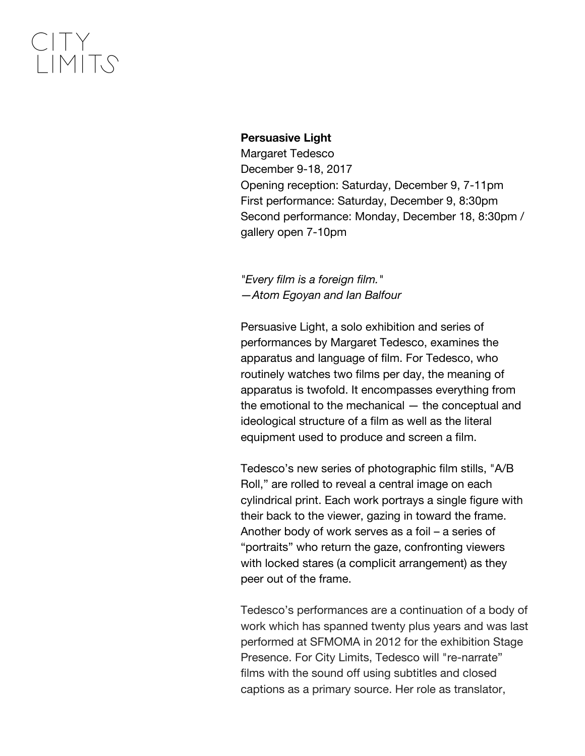CITY LIMITS

**Persuasive Light**
Margaret Tedesco
December 9-18, 2017
Opening reception: Saturday, December 9, 7-11pm
First performance: Saturday, December 9, 8:30pm
Second performance: Monday, December 18, 8:30pm / gallery open 7-10pm

*"Every film is a foreign film."*
*—Atom Egoyan and Ian Balfour*

Persuasive Light, a solo exhibition and series of performances by Margaret Tedesco, examines the apparatus and language of film. For Tedesco, who routinely watches two films per day, the meaning of apparatus is twofold. It encompasses everything from the emotional to the mechanical — the conceptual and ideological structure of a film as well as the literal equipment used to produce and screen a film.

Tedesco's new series of photographic film stills, "A/B Roll," are rolled to reveal a central image on each cylindrical print. Each work portrays a single figure with their back to the viewer, gazing in toward the frame. Another body of work serves as a foil – a series of "portraits" who return the gaze, confronting viewers with locked stares (a complicit arrangement) as they peer out of the frame.

Tedesco's performances are a continuation of a body of work which has spanned twenty plus years and was last performed at SFMOMA in 2012 for the exhibition Stage Presence. For City Limits, Tedesco will "re-narrate" films with the sound off using subtitles and closed captions as a primary source. Her role as translator,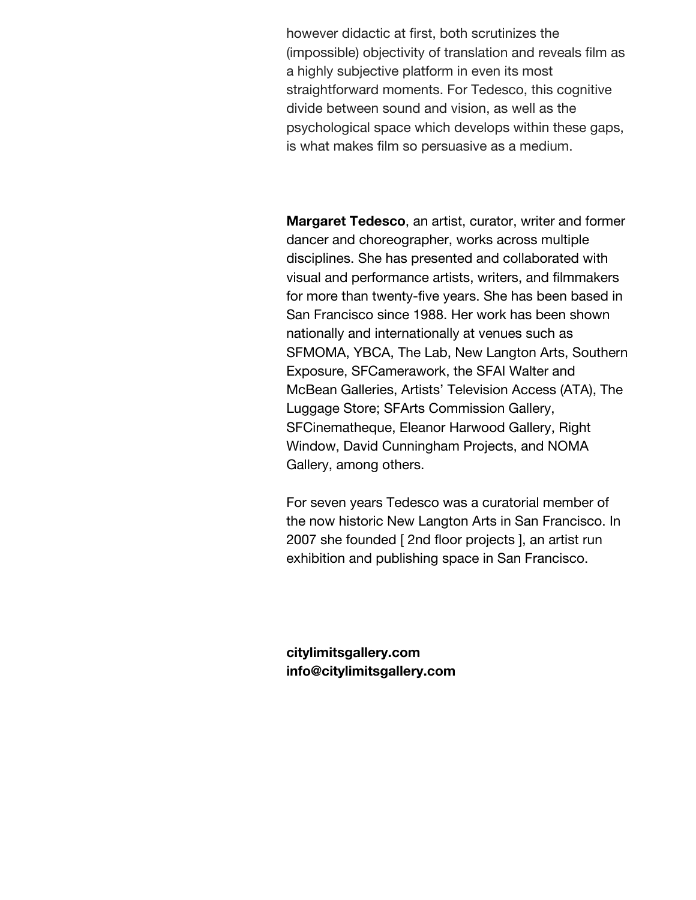however didactic at first, both scrutinizes the (impossible) objectivity of translation and reveals film as a highly subjective platform in even its most straightforward moments. For Tedesco, this cognitive divide between sound and vision, as well as the psychological space which develops within these gaps, is what makes film so persuasive as a medium.

**Margaret Tedesco**, an artist, curator, writer and former dancer and choreographer, works across multiple disciplines. She has presented and collaborated with visual and performance artists, writers, and filmmakers for more than twenty-five years. She has been based in San Francisco since 1988. Her work has been shown nationally and internationally at venues such as SFMOMA, YBCA, The Lab, New Langton Arts, Southern Exposure, SFCamerawork, the SFAI Walter and McBean Galleries, Artists' Television Access (ATA), The Luggage Store; SFArts Commission Gallery, SFCinematheque, Eleanor Harwood Gallery, Right Window, David Cunningham Projects, and NOMA Gallery, among others.

For seven years Tedesco was a curatorial member of the now historic New Langton Arts in San Francisco. In 2007 she founded [ 2nd floor projects ], an artist run exhibition and publishing space in San Francisco.

**citylimitsgallery.com**
**info@citylimitsgallery.com**